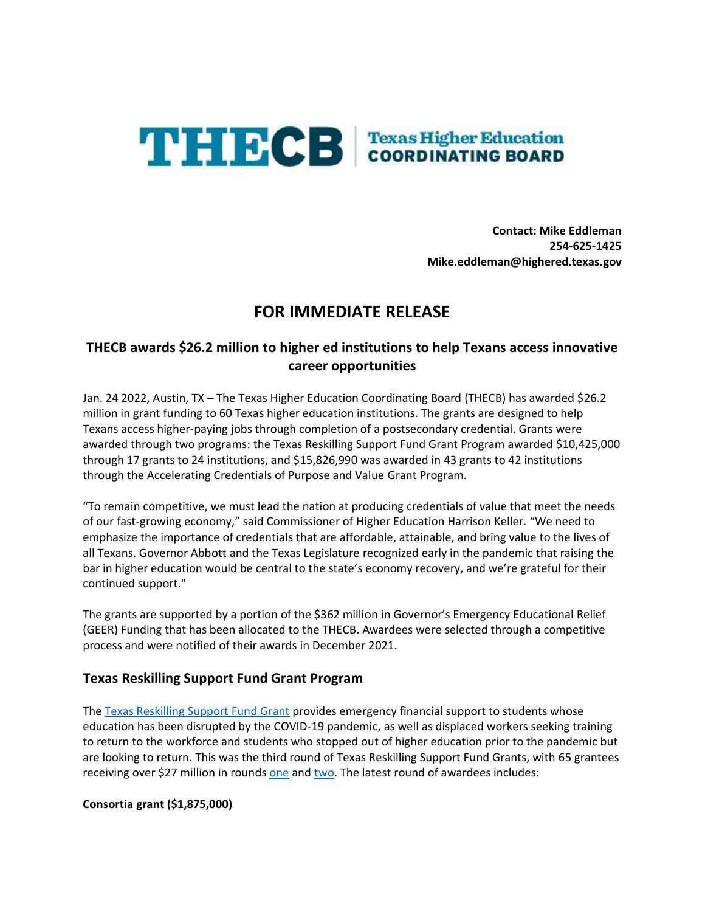THECB | Texas Higher Education COORDINATING BOARD

**Contact: Mike Eddleman**
**254-625-1425**
**Mike.eddleman@highered.texas.gov**

# FOR IMMEDIATE RELEASE

## THECB awards $26.2 million to higher ed institutions to help Texans access innovative career opportunities

Jan. 24 2022, Austin, TX – The Texas Higher Education Coordinating Board (THECB) has awarded $26.2 million in grant funding to 60 Texas higher education institutions. The grants are designed to help Texans access higher-paying jobs through completion of a postsecondary credential. Grants were awarded through two programs: the Texas Reskilling Support Fund Grant Program awarded $10,425,000 through 17 grants to 24 institutions, and $15,826,990 was awarded in 43 grants to 42 institutions through the Accelerating Credentials of Purpose and Value Grant Program.

"To remain competitive, we must lead the nation at producing credentials of value that meet the needs of our fast-growing economy," said Commissioner of Higher Education Harrison Keller. "We need to emphasize the importance of credentials that are affordable, attainable, and bring value to the lives of all Texans. Governor Abbott and the Texas Legislature recognized early in the pandemic that raising the bar in higher education would be central to the state's economy recovery, and we're grateful for their continued support."

The grants are supported by a portion of the $362 million in Governor's Emergency Educational Relief (GEER) Funding that has been allocated to the THECB. Awardees were selected through a competitive process and were notified of their awards in December 2021.

## Texas Reskilling Support Fund Grant Program

The Texas Reskilling Support Fund Grant provides emergency financial support to students whose education has been disrupted by the COVID-19 pandemic, as well as displaced workers seeking training to return to the workforce and students who stopped out of higher education prior to the pandemic but are looking to return. This was the third round of Texas Reskilling Support Fund Grants, with 65 grantees receiving over $27 million in rounds one and two. The latest round of awardees includes:

**Consortia grant ($1,875,000)**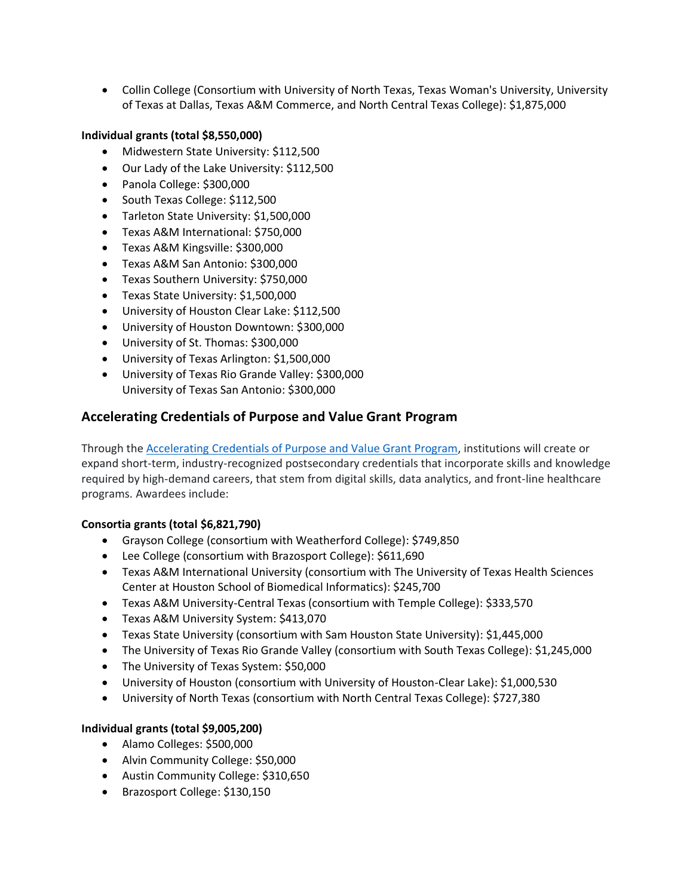- Collin College (Consortium with University of North Texas, Texas Woman's University, University of Texas at Dallas, Texas A&M Commerce, and North Central Texas College): $1,875,000

**Individual grants (total $8,550,000)**

- Midwestern State University: $112,500
- Our Lady of the Lake University: $112,500
- Panola College: $300,000
- South Texas College: $112,500
- Tarleton State University: $1,500,000
- Texas A&M International: $750,000
- Texas A&M Kingsville: $300,000
- Texas A&M San Antonio: $300,000
- Texas Southern University: $750,000
- Texas State University: $1,500,000
- University of Houston Clear Lake: $112,500
- University of Houston Downtown: $300,000
- University of St. Thomas: $300,000
- University of Texas Arlington: $1,500,000
- University of Texas Rio Grande Valley: $300,000
  University of Texas San Antonio: $300,000

## Accelerating Credentials of Purpose and Value Grant Program

Through the Accelerating Credentials of Purpose and Value Grant Program, institutions will create or expand short-term, industry-recognized postsecondary credentials that incorporate skills and knowledge required by high-demand careers, that stem from digital skills, data analytics, and front-line healthcare programs. Awardees include:

**Consortia grants (total $6,821,790)**

- Grayson College (consortium with Weatherford College): $749,850
- Lee College (consortium with Brazosport College): $611,690
- Texas A&M International University (consortium with The University of Texas Health Sciences Center at Houston School of Biomedical Informatics): $245,700
- Texas A&M University-Central Texas (consortium with Temple College): $333,570
- Texas A&M University System: $413,070
- Texas State University (consortium with Sam Houston State University): $1,445,000
- The University of Texas Rio Grande Valley (consortium with South Texas College): $1,245,000
- The University of Texas System: $50,000
- University of Houston (consortium with University of Houston-Clear Lake): $1,000,530
- University of North Texas (consortium with North Central Texas College): $727,380

**Individual grants (total $9,005,200)**

- Alamo Colleges: $500,000
- Alvin Community College: $50,000
- Austin Community College: $310,650
- Brazosport College: $130,150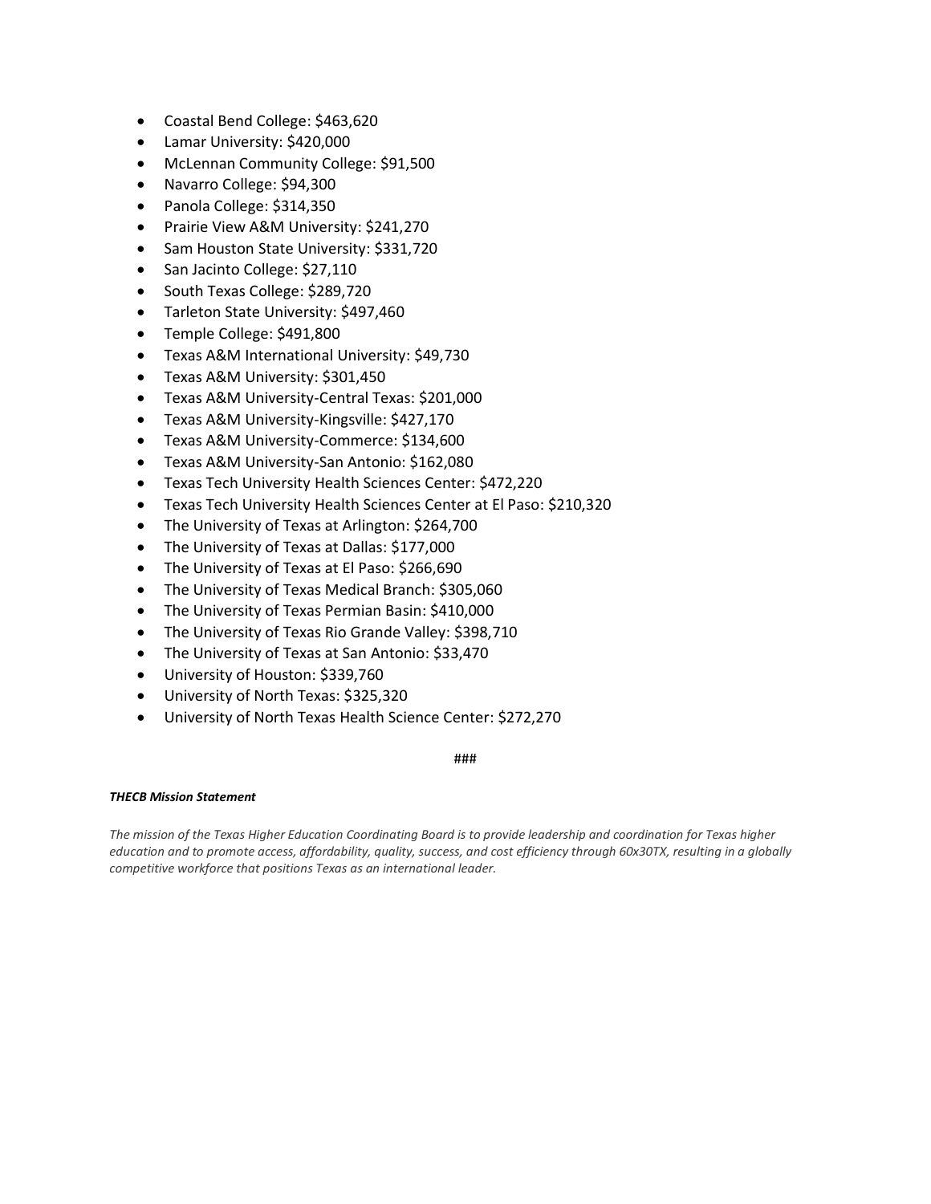- Coastal Bend College: $463,620
- Lamar University: $420,000
- McLennan Community College: $91,500
- Navarro College: $94,300
- Panola College: $314,350
- Prairie View A&M University: $241,270
- Sam Houston State University: $331,720
- San Jacinto College: $27,110
- South Texas College: $289,720
- Tarleton State University: $497,460
- Temple College: $491,800
- Texas A&M International University: $49,730
- Texas A&M University: $301,450
- Texas A&M University-Central Texas: $201,000
- Texas A&M University-Kingsville: $427,170
- Texas A&M University-Commerce: $134,600
- Texas A&M University-San Antonio: $162,080
- Texas Tech University Health Sciences Center: $472,220
- Texas Tech University Health Sciences Center at El Paso: $210,320
- The University of Texas at Arlington: $264,700
- The University of Texas at Dallas: $177,000
- The University of Texas at El Paso: $266,690
- The University of Texas Medical Branch: $305,060
- The University of Texas Permian Basin: $410,000
- The University of Texas Rio Grande Valley: $398,710
- The University of Texas at San Antonio: $33,470
- University of Houston: $339,760
- University of North Texas: $325,320
- University of North Texas Health Science Center: $272,270

###

***THECB Mission Statement***

*The mission of the Texas Higher Education Coordinating Board is to provide leadership and coordination for Texas higher education and to promote access, affordability, quality, success, and cost efficiency through 60x30TX, resulting in a globally competitive workforce that positions Texas as an international leader.*